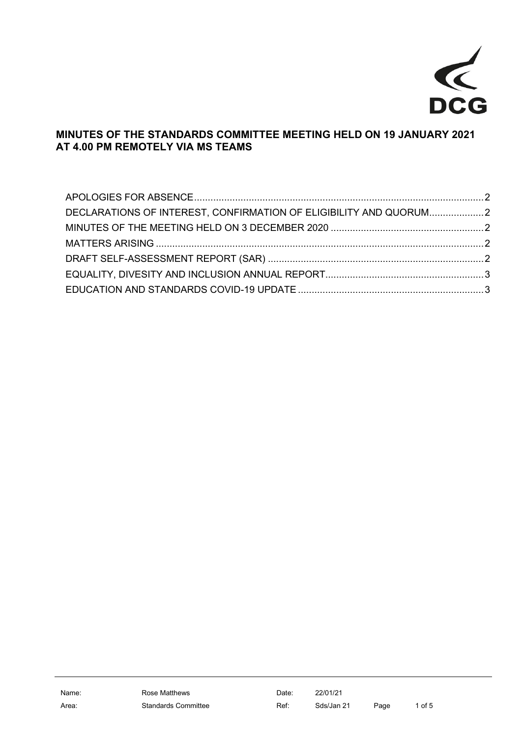# MINUTES OF THE STANDARDS COMMITTEE MEETING HELD ON 19 JANUARY 2021 AT 4.00 PM REMOTELY VIA MS TEAMS

APOLOGIES FOR ABSENCE ..... 2
DECLARATIONS OF INTEREST, CONFIRMATION OF ELIGIBILITY AND QUORUM ..... 2
MINUTES OF THE MEETING HELD ON 3 DECEMBER 2020 ..... 2
MATTERS ARISING ..... 2
DRAFT SELF-ASSESSMENT REPORT (SAR) ..... 2
EQUALITY, DIVESITY AND INCLUSION ANNUAL REPORT ..... 3
EDUCATION AND STANDARDS COVID-19 UPDATE ..... 3

| Name: | Rose Matthews | Date: | 22/01/21 |
|---|---|---|---|
| Area: | Standards Committee | Ref: | Sds/Jan 21 |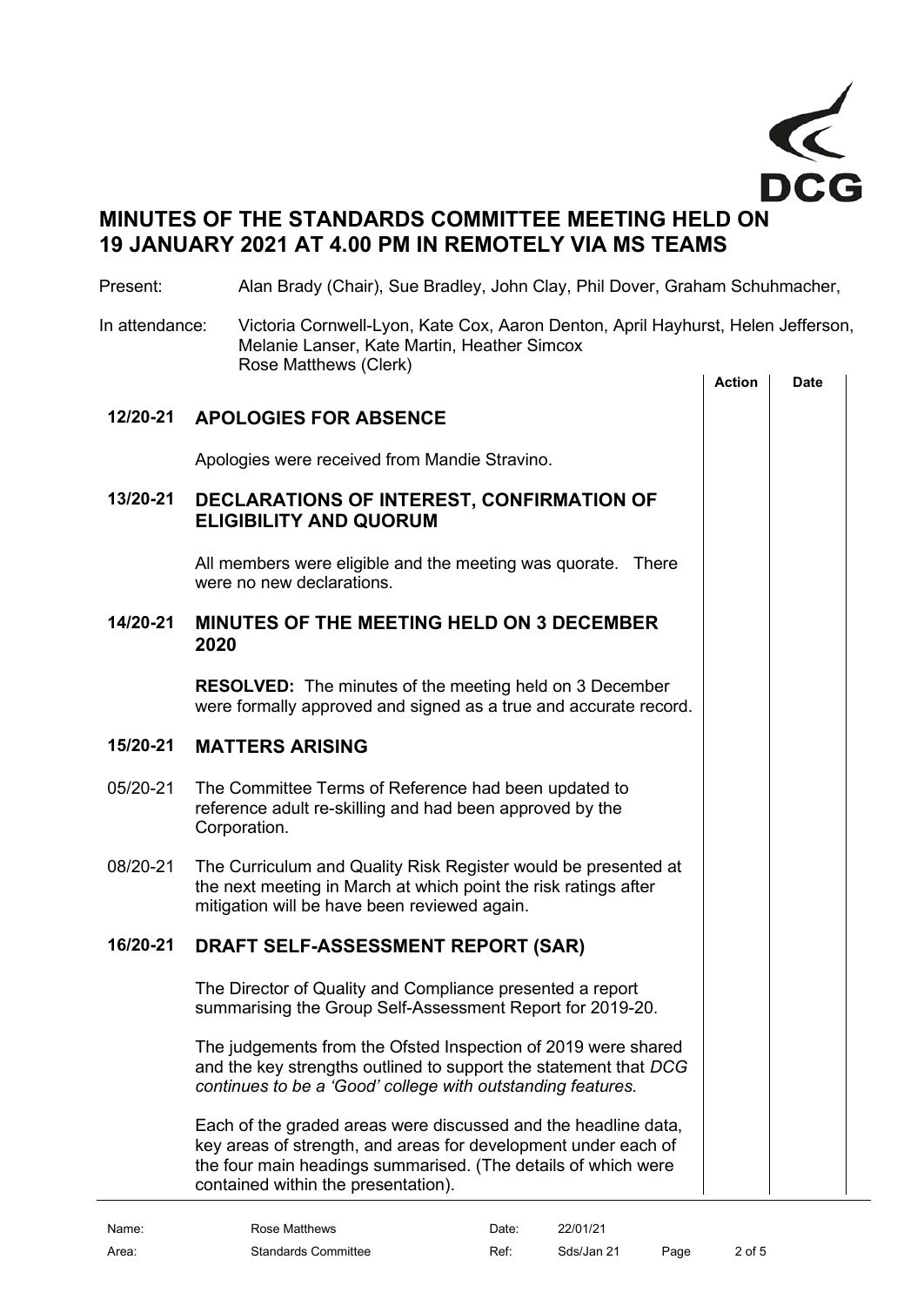# MINUTES OF THE STANDARDS COMMITTEE MEETING HELD ON 19 JANUARY 2021 AT 4.00 PM IN REMOTELY VIA MS TEAMS

Present: Alan Brady (Chair), Sue Bradley, John Clay, Phil Dover, Graham Schuhmacher,

In attendance: Victoria Cornwell-Lyon, Kate Cox, Aaron Denton, April Hayhurst, Helen Jefferson, Melanie Lanser, Kate Martin, Heather Simcox
Rose Matthews (Clerk)

| | | Action | Date |
|---|---|---|---|
| **12/20-21** | **APOLOGIES FOR ABSENCE** | | |
| | Apologies were received from Mandie Stravino. | | |
| **13/20-21** | **DECLARATIONS OF INTEREST, CONFIRMATION OF ELIGIBILITY AND QUORUM** | | |
| | All members were eligible and the meeting was quorate. There were no new declarations. | | |
| **14/20-21** | **MINUTES OF THE MEETING HELD ON 3 DECEMBER 2020** | | |
| | **RESOLVED:** The minutes of the meeting held on 3 December were formally approved and signed as a true and accurate record. | | |
| **15/20-21** | **MATTERS ARISING** | | |
| 05/20-21 | The Committee Terms of Reference had been updated to reference adult re-skilling and had been approved by the Corporation. | | |
| 08/20-21 | The Curriculum and Quality Risk Register would be presented at the next meeting in March at which point the risk ratings after mitigation will be have been reviewed again. | | |
| **16/20-21** | **DRAFT SELF-ASSESSMENT REPORT (SAR)** | | |
| | The Director of Quality and Compliance presented a report summarising the Group Self-Assessment Report for 2019-20. | | |
| | The judgements from the Ofsted Inspection of 2019 were shared and the key strengths outlined to support the statement that *DCG continues to be a 'Good' college with outstanding features.* | | |
| | Each of the graded areas were discussed and the headline data, key areas of strength, and areas for development under each of the four main headings summarised. (The details of which were contained within the presentation). | | |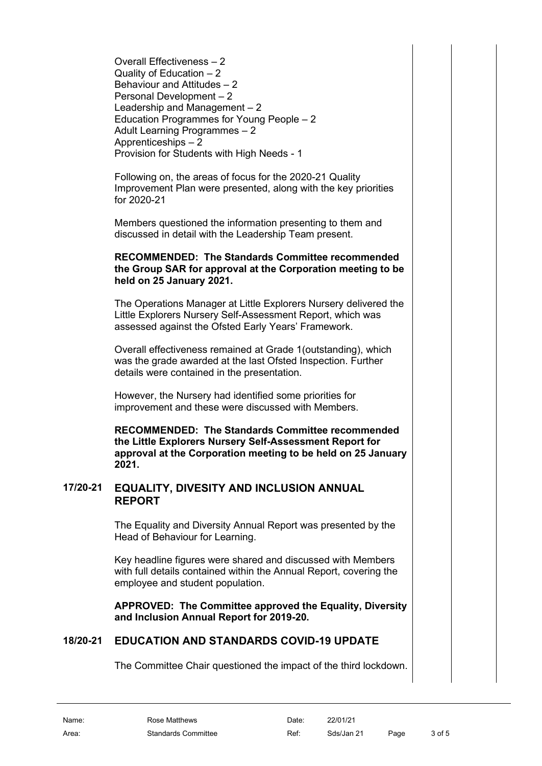Overall Effectiveness – 2
Quality of Education – 2
Behaviour and Attitudes – 2
Personal Development – 2
Leadership and Management – 2
Education Programmes for Young People – 2
Adult Learning Programmes – 2
Apprenticeships – 2
Provision for Students with High Needs - 1

Following on, the areas of focus for the 2020-21 Quality Improvement Plan were presented, along with the key priorities for 2020-21

Members questioned the information presenting to them and discussed in detail with the Leadership Team present.

**RECOMMENDED: The Standards Committee recommended the Group SAR for approval at the Corporation meeting to be held on 25 January 2021.**

The Operations Manager at Little Explorers Nursery delivered the Little Explorers Nursery Self-Assessment Report, which was assessed against the Ofsted Early Years' Framework.

Overall effectiveness remained at Grade 1(outstanding), which was the grade awarded at the last Ofsted Inspection. Further details were contained in the presentation.

However, the Nursery had identified some priorities for improvement and these were discussed with Members.

**RECOMMENDED: The Standards Committee recommended the Little Explorers Nursery Self-Assessment Report for approval at the Corporation meeting to be held on 25 January 2021.**

## 17/20-21 EQUALITY, DIVESITY AND INCLUSION ANNUAL REPORT

The Equality and Diversity Annual Report was presented by the Head of Behaviour for Learning.

Key headline figures were shared and discussed with Members with full details contained within the Annual Report, covering the employee and student population.

**APPROVED: The Committee approved the Equality, Diversity and Inclusion Annual Report for 2019-20.**

## 18/20-21 EDUCATION AND STANDARDS COVID-19 UPDATE

The Committee Chair questioned the impact of the third lockdown.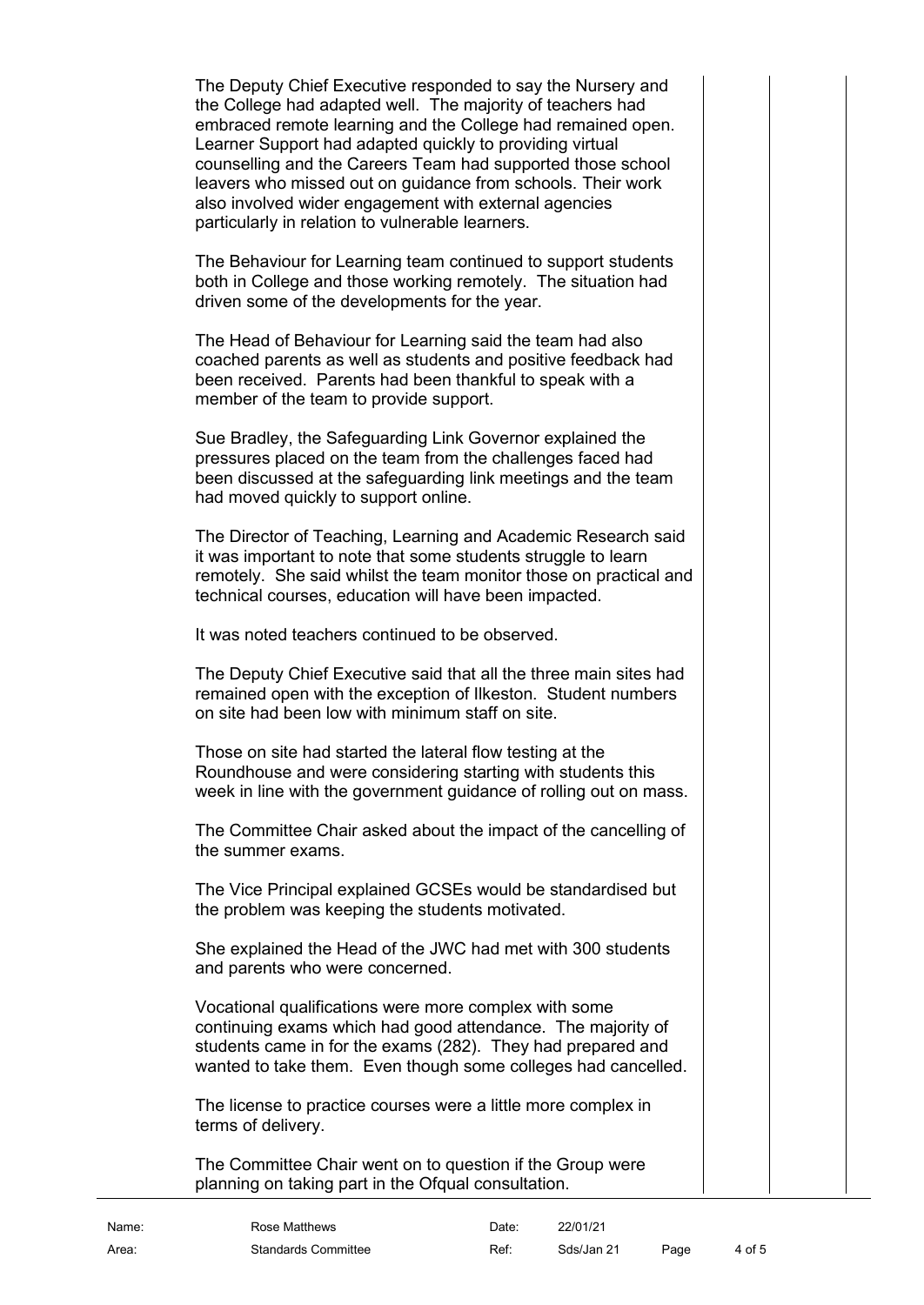The Deputy Chief Executive responded to say the Nursery and the College had adapted well. The majority of teachers had embraced remote learning and the College had remained open. Learner Support had adapted quickly to providing virtual counselling and the Careers Team had supported those school leavers who missed out on guidance from schools. Their work also involved wider engagement with external agencies particularly in relation to vulnerable learners.

The Behaviour for Learning team continued to support students both in College and those working remotely. The situation had driven some of the developments for the year.

The Head of Behaviour for Learning said the team had also coached parents as well as students and positive feedback had been received. Parents had been thankful to speak with a member of the team to provide support.

Sue Bradley, the Safeguarding Link Governor explained the pressures placed on the team from the challenges faced had been discussed at the safeguarding link meetings and the team had moved quickly to support online.

The Director of Teaching, Learning and Academic Research said it was important to note that some students struggle to learn remotely. She said whilst the team monitor those on practical and technical courses, education will have been impacted.

It was noted teachers continued to be observed.

The Deputy Chief Executive said that all the three main sites had remained open with the exception of Ilkeston. Student numbers on site had been low with minimum staff on site.

Those on site had started the lateral flow testing at the Roundhouse and were considering starting with students this week in line with the government guidance of rolling out on mass.

The Committee Chair asked about the impact of the cancelling of the summer exams.

The Vice Principal explained GCSEs would be standardised but the problem was keeping the students motivated.

She explained the Head of the JWC had met with 300 students and parents who were concerned.

Vocational qualifications were more complex with some continuing exams which had good attendance. The majority of students came in for the exams (282). They had prepared and wanted to take them. Even though some colleges had cancelled.

The license to practice courses were a little more complex in terms of delivery.

The Committee Chair went on to question if the Group were planning on taking part in the Ofqual consultation.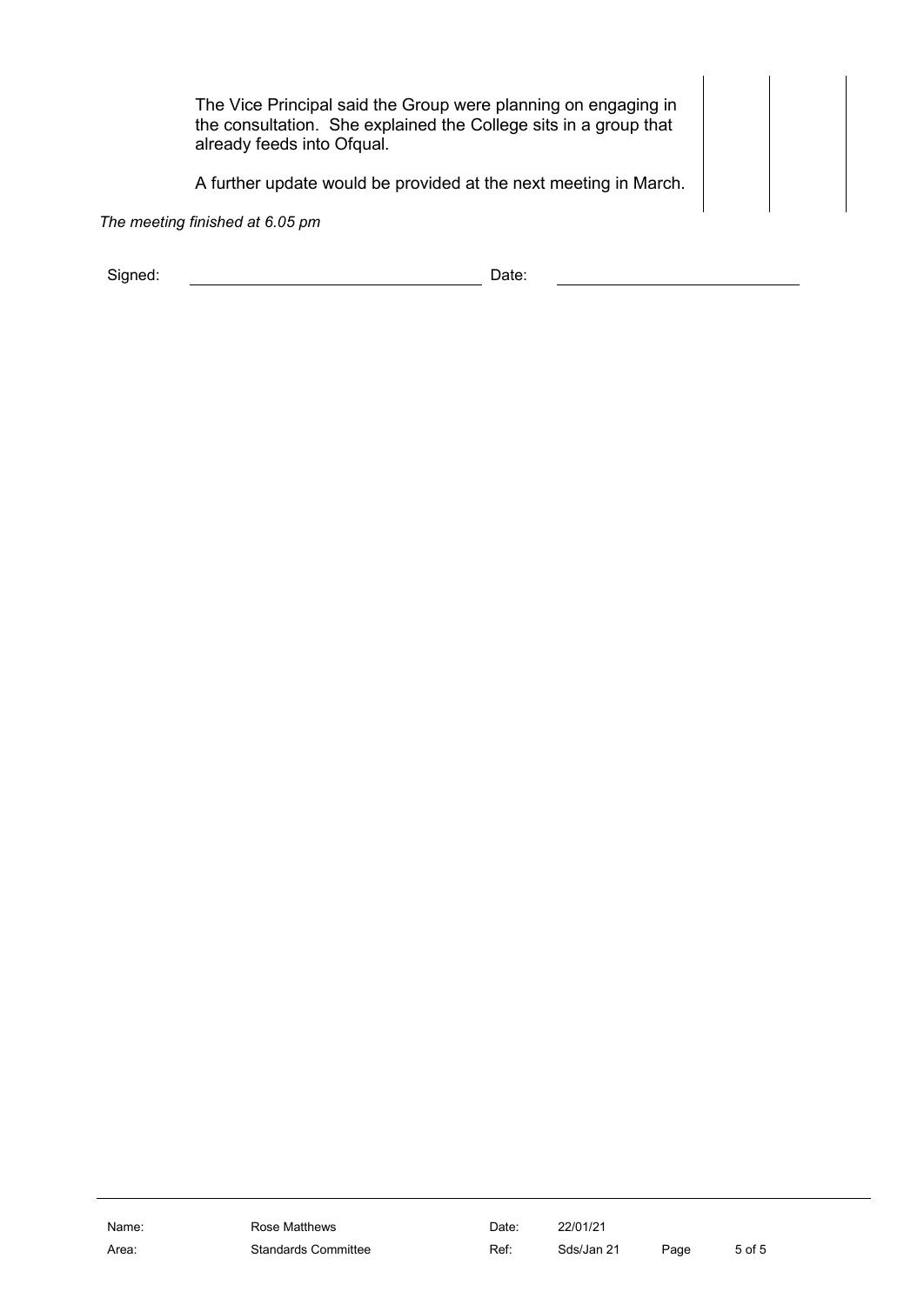The Vice Principal said the Group were planning on engaging in the consultation. She explained the College sits in a group that already feeds into Ofqual.

A further update would be provided at the next meeting in March.

*The meeting finished at 6.05 pm*

Signed: ______________________________ Date: ___________________________